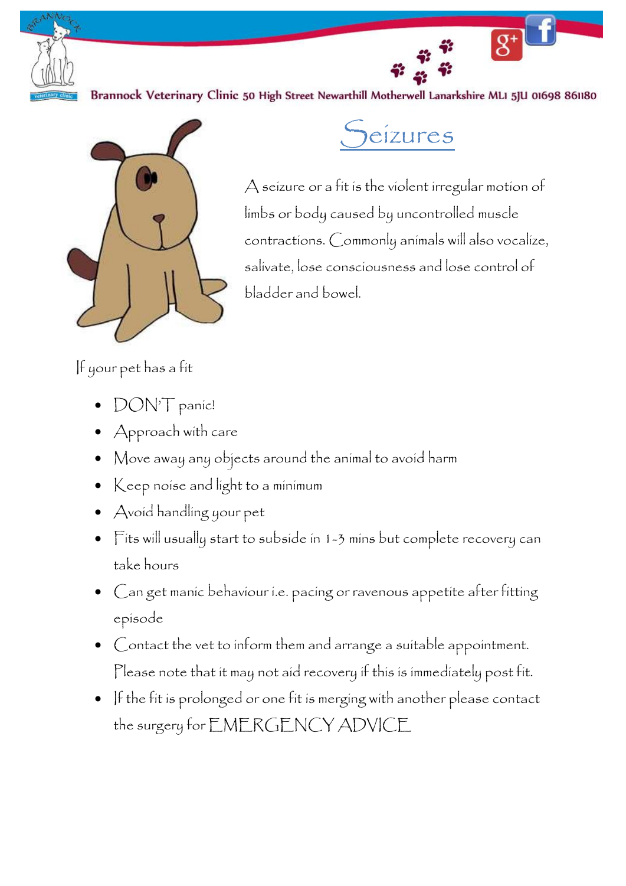Brannock Veterinary Clinic 50 High Street Newarthill Motherwell Lanarkshire ML1 5JU 01698 861180

# Seizures

A seizure or a fit is the violent irregular motion of limbs or body caused by uncontrolled muscle contractions. Commonly animals will also vocalize, salivate, lose consciousness and lose control of bladder and bowel.

If your pet has a fit

- DON'T panic!
- Approach with care
- Move away any objects around the animal to avoid harm
- Keep noise and light to a minimum
- Avoid handling your pet
- Fits will usually start to subside in 1-3 mins but complete recovery can take hours
- Can get manic behaviour i.e. pacing or ravenous appetite after fitting episode
- Contact the vet to inform them and arrange a suitable appointment. Please note that it may not aid recovery if this is immediately post fit.
- If the fit is prolonged or one fit is merging with another please contact the surgery for EMERGENCY ADVICE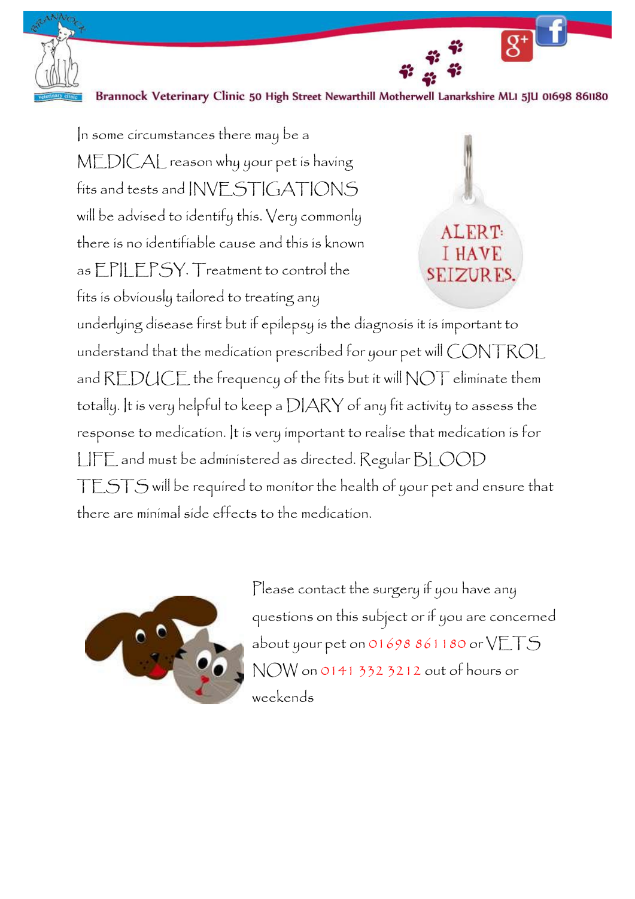In some circumstances there may be a MEDICAL reason why your pet is having fits and tests and INVESTIGATIONS will be advised to identify this. Very commonly there is no identifiable cause and this is known as EPILEPSY. Treatment to control the fits is obviously tailored to treating any underlying disease first but if epilepsy is the diagnosis it is important to understand that the medication prescribed for your pet will CONTROL and REDUCE the frequency of the fits but it will NOT eliminate them totally. It is very helpful to keep a DIARY of any fit activity to assess the response to medication. It is very important to realise that medication is for LIFE and must be administered as directed. Regular BLOOD TESTS will be required to monitor the health of your pet and ensure that there are minimal side effects to the medication.

Please contact the surgery if you have any questions on this subject or if you are concerned about your pet on 01698 861180 or VETS NOW on 0141 332 3212 out of hours or weekends